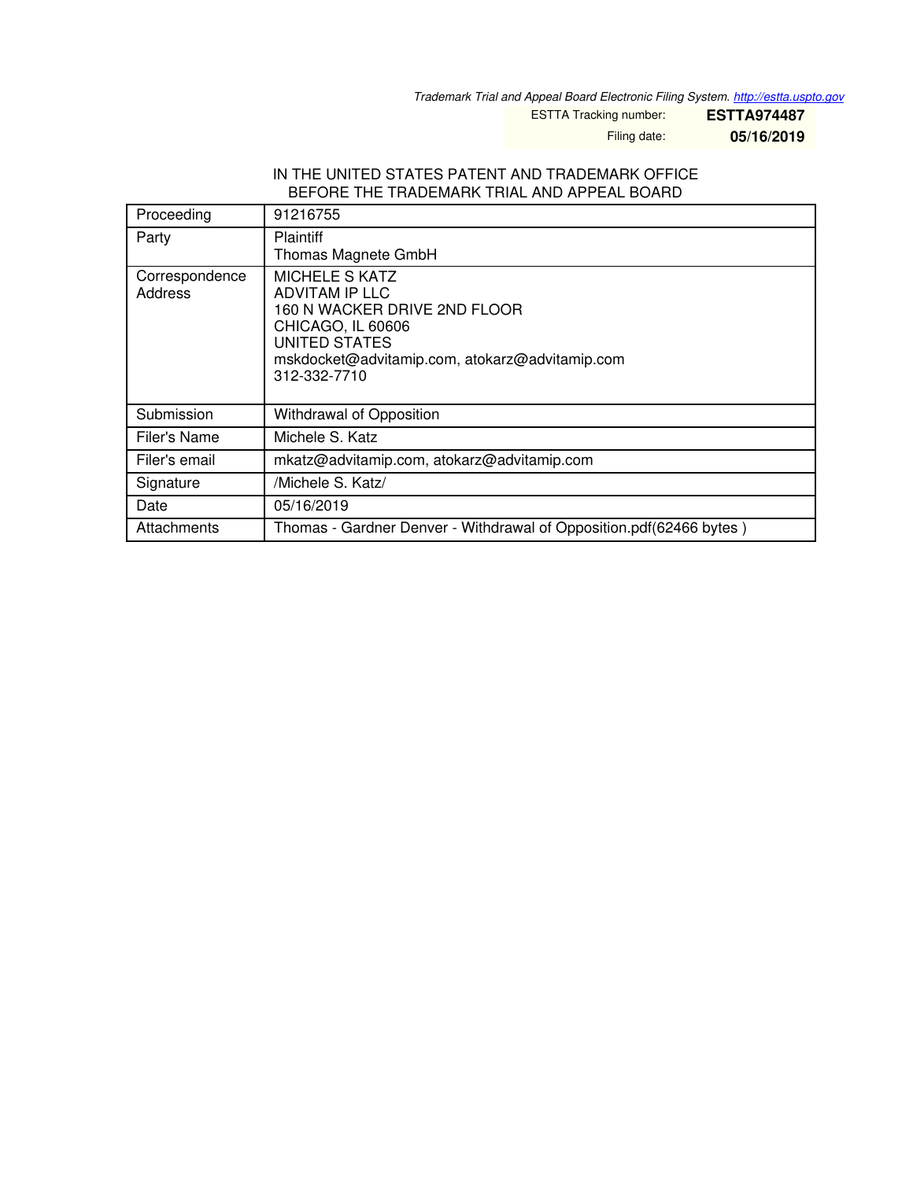*Trademark Trial and Appeal Board Electronic Filing System. http://estta.uspto.gov*

ESTTA Tracking number: **ESTTA974487**

Filing date: **05/16/2019**

IN THE UNITED STATES PATENT AND TRADEMARK OFFICE
BEFORE THE TRADEMARK TRIAL AND APPEAL BOARD

| | |
|---|---|
| Proceeding | 91216755 |
| Party | Plaintiff<br>Thomas Magnete GmbH |
| Correspondence Address | MICHELE S KATZ<br>ADVITAM IP LLC<br>160 N WACKER DRIVE 2ND FLOOR<br>CHICAGO, IL 60606<br>UNITED STATES<br>mskdocket@advitamip.com, atokarz@advitamip.com<br>312-332-7710 |
| Submission | Withdrawal of Opposition |
| Filer's Name | Michele S. Katz |
| Filer's email | mkatz@advitamip.com, atokarz@advitamip.com |
| Signature | /Michele S. Katz/ |
| Date | 05/16/2019 |
| Attachments | Thomas - Gardner Denver - Withdrawal of Opposition.pdf(62466 bytes ) |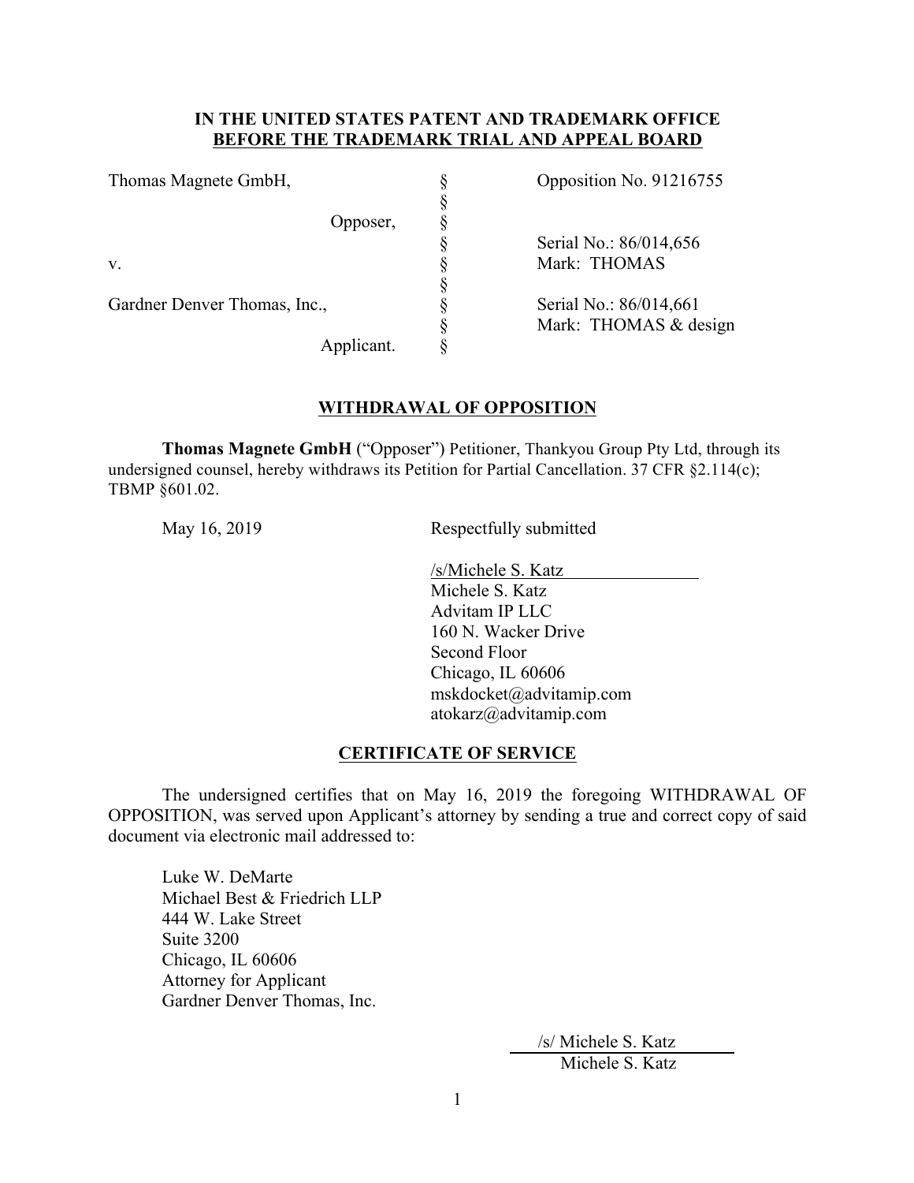**IN THE UNITED STATES PATENT AND TRADEMARK OFFICE**
**BEFORE THE TRADEMARK TRIAL AND APPEAL BOARD**

| | | |
|---|---|---|
| Thomas Magnete GmbH, | § | Opposition No. 91216755 |
| | § | |
| Opposer, | § | |
| | § | Serial No.: 86/014,656 |
| v. | § | Mark: THOMAS |
| | § | |
| Gardner Denver Thomas, Inc., | § | Serial No.: 86/014,661 |
| | § | Mark: THOMAS & design |
| Applicant. | § | |

**WITHDRAWAL OF OPPOSITION**

**Thomas Magnete GmbH** ("Opposer") Petitioner, Thankyou Group Pty Ltd, through its undersigned counsel, hereby withdraws its Petition for Partial Cancellation. 37 CFR §2.114(c); TBMP §601.02.

May 16, 2019

Respectfully submitted

/s/Michele S. Katz
Michele S. Katz
Advitam IP LLC
160 N. Wacker Drive
Second Floor
Chicago, IL 60606
mskdocket@advitamip.com
atokarz@advitamip.com

**CERTIFICATE OF SERVICE**

The undersigned certifies that on May 16, 2019 the foregoing WITHDRAWAL OF OPPOSITION, was served upon Applicant's attorney by sending a true and correct copy of said document via electronic mail addressed to:

Luke W. DeMarte
Michael Best & Friedrich LLP
444 W. Lake Street
Suite 3200
Chicago, IL 60606
Attorney for Applicant
Gardner Denver Thomas, Inc.

/s/ Michele S. Katz
Michele S. Katz